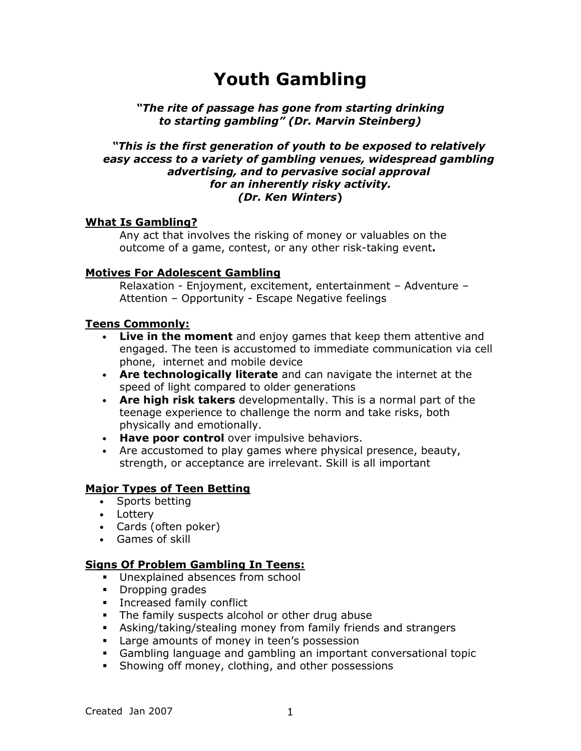# Youth Gambling

***"The rite of passage has gone from starting drinking to starting gambling" (Dr. Marvin Steinberg)***

***"This is the first generation of youth to be exposed to relatively easy access to a variety of gambling venues, widespread gambling advertising, and to pervasive social approval for an inherently risky activity. (Dr. Ken Winters)***

**What Is Gambling?**

Any act that involves the risking of money or valuables on the outcome of a game, contest, or any other risk-taking event**.**

**Motives For Adolescent Gambling**

Relaxation - Enjoyment, excitement, entertainment – Adventure – Attention – Opportunity - Escape Negative feelings

**Teens Commonly:**

- **Live in the moment** and enjoy games that keep them attentive and engaged. The teen is accustomed to immediate communication via cell phone, internet and mobile device
- **Are technologically literate** and can navigate the internet at the speed of light compared to older generations
- **Are high risk takers** developmentally. This is a normal part of the teenage experience to challenge the norm and take risks, both physically and emotionally.
- **Have poor control** over impulsive behaviors.
- Are accustomed to play games where physical presence, beauty, strength, or acceptance are irrelevant. Skill is all important

**Major Types of Teen Betting**

- Sports betting
- Lottery
- Cards (often poker)
- Games of skill

**Signs Of Problem Gambling In Teens:**

- Unexplained absences from school
- Dropping grades
- Increased family conflict
- The family suspects alcohol or other drug abuse
- Asking/taking/stealing money from family friends and strangers
- Large amounts of money in teen's possession
- Gambling language and gambling an important conversational topic
- Showing off money, clothing, and other possessions

Created Jan 2007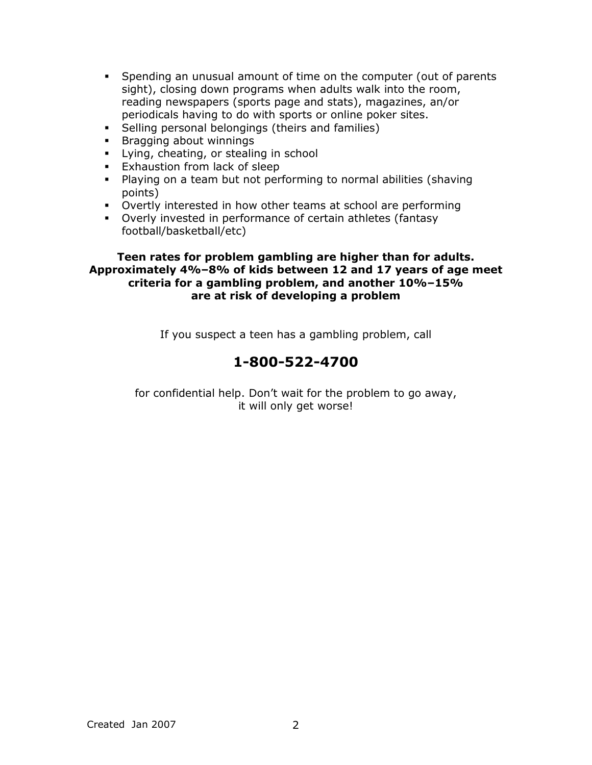- Spending an unusual amount of time on the computer (out of parents sight), closing down programs when adults walk into the room, reading newspapers (sports page and stats), magazines, an/or periodicals having to do with sports or online poker sites.
- Selling personal belongings (theirs and families)
- Bragging about winnings
- Lying, cheating, or stealing in school
- Exhaustion from lack of sleep
- Playing on a team but not performing to normal abilities (shaving points)
- Overtly interested in how other teams at school are performing
- Overly invested in performance of certain athletes (fantasy football/basketball/etc)

**Teen rates for problem gambling are higher than for adults. Approximately 4%–8% of kids between 12 and 17 years of age meet criteria for a gambling problem, and another 10%–15% are at risk of developing a problem**

If you suspect a teen has a gambling problem, call

## 1-800-522-4700

for confidential help. Don't wait for the problem to go away, it will only get worse!

Created Jan 2007